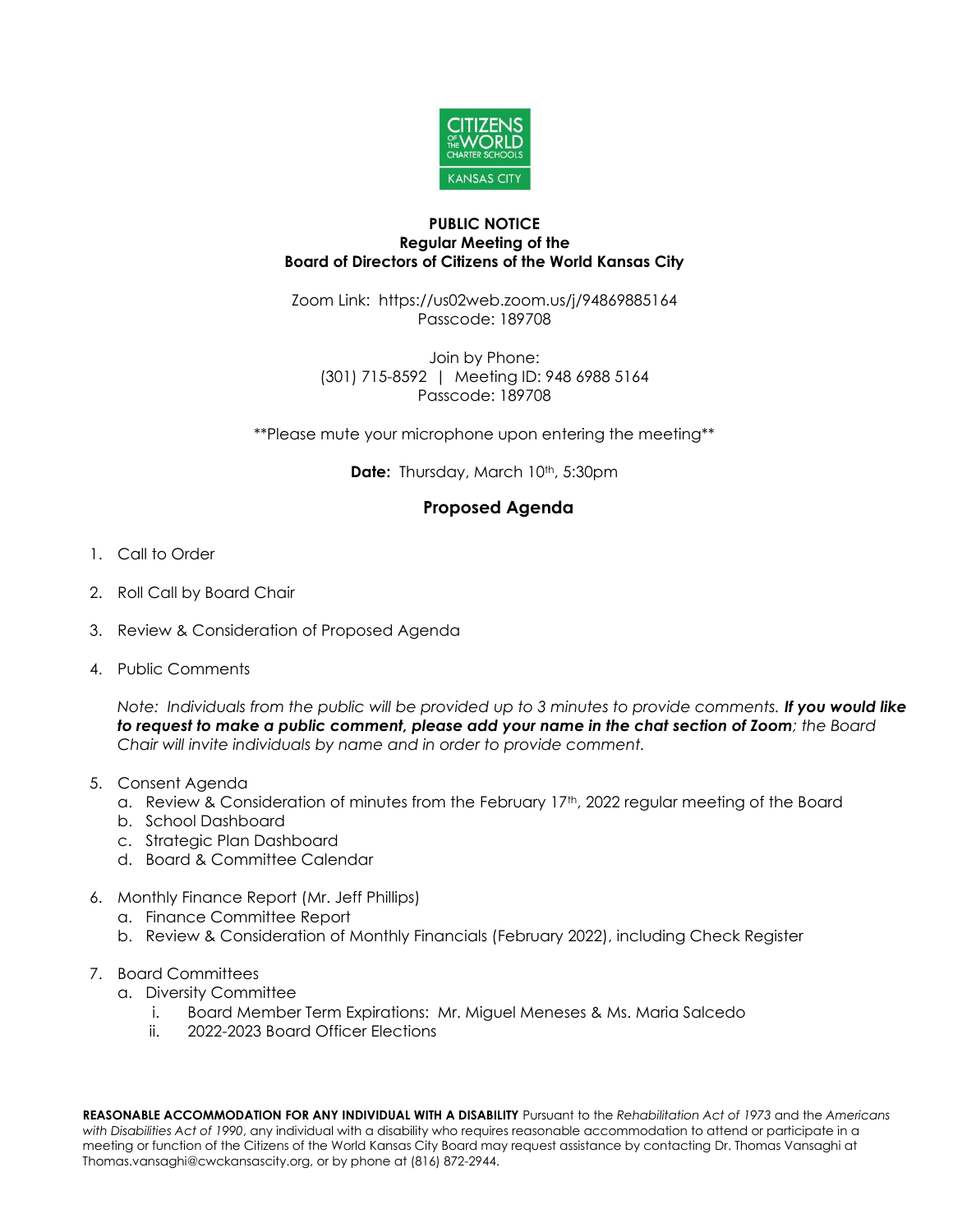**PUBLIC NOTICE**
**Regular Meeting of the**
**Board of Directors of Citizens of the World Kansas City**

Zoom Link: https://us02web.zoom.us/j/94869885164
Passcode: 189708

Join by Phone:
(301) 715-8592 | Meeting ID: 948 6988 5164
Passcode: 189708

**Please mute your microphone upon entering the meeting**

**Date:** Thursday, March 10th, 5:30pm

## Proposed Agenda

1. Call to Order

2. Roll Call by Board Chair

3. Review & Consideration of Proposed Agenda

4. Public Comments

   *Note: Individuals from the public will be provided up to 3 minutes to provide comments.* ***If you would like to request to make a public comment, please add your name in the chat section of Zoom****; the Board Chair will invite individuals by name and in order to provide comment.*

5. Consent Agenda
   a. Review & Consideration of minutes from the February 17th, 2022 regular meeting of the Board
   b. School Dashboard
   c. Strategic Plan Dashboard
   d. Board & Committee Calendar

6. Monthly Finance Report (Mr. Jeff Phillips)
   a. Finance Committee Report
   b. Review & Consideration of Monthly Financials (February 2022), including Check Register

7. Board Committees
   a. Diversity Committee
      i. Board Member Term Expirations: Mr. Miguel Meneses & Ms. Maria Salcedo
      ii. 2022-2023 Board Officer Elections

**REASONABLE ACCOMMODATION FOR ANY INDIVIDUAL WITH A DISABILITY** Pursuant to the *Rehabilitation Act of 1973* and the *Americans with Disabilities Act of 1990*, any individual with a disability who requires reasonable accommodation to attend or participate in a meeting or function of the Citizens of the World Kansas City Board may request assistance by contacting Dr. Thomas Vansaghi at Thomas.vansaghi@cwckansascity.org, or by phone at (816) 872-2944.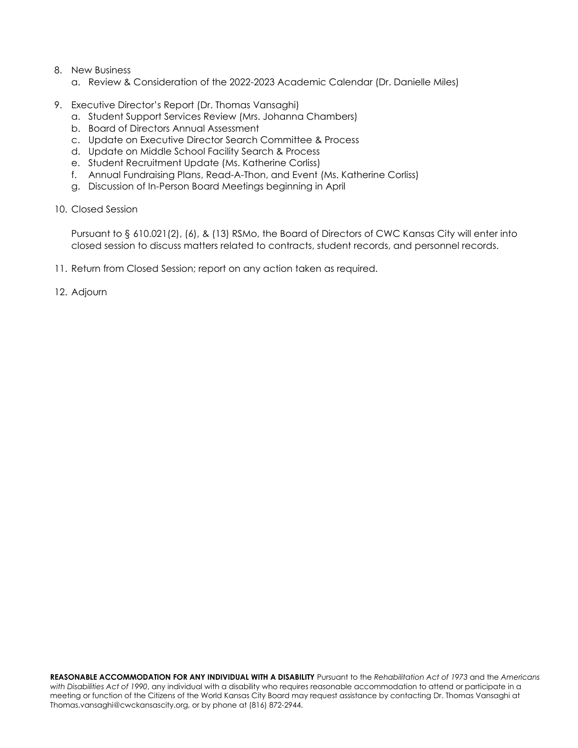8. New Business
   a. Review & Consideration of the 2022-2023 Academic Calendar (Dr. Danielle Miles)

9. Executive Director's Report (Dr. Thomas Vansaghi)
   a. Student Support Services Review (Mrs. Johanna Chambers)
   b. Board of Directors Annual Assessment
   c. Update on Executive Director Search Committee & Process
   d. Update on Middle School Facility Search & Process
   e. Student Recruitment Update (Ms. Katherine Corliss)
   f. Annual Fundraising Plans, Read-A-Thon, and Event (Ms. Katherine Corliss)
   g. Discussion of In-Person Board Meetings beginning in April

10. Closed Session

    Pursuant to § 610.021(2), (6), & (13) RSMo, the Board of Directors of CWC Kansas City will enter into closed session to discuss matters related to contracts, student records, and personnel records.

11. Return from Closed Session; report on any action taken as required.

12. Adjourn

**REASONABLE ACCOMMODATION FOR ANY INDIVIDUAL WITH A DISABILITY** Pursuant to the *Rehabilitation Act of 1973* and the *Americans with Disabilities Act of 1990*, any individual with a disability who requires reasonable accommodation to attend or participate in a meeting or function of the Citizens of the World Kansas City Board may request assistance by contacting Dr. Thomas Vansaghi at Thomas.vansaghi@cwckansascity.org, or by phone at (816) 872-2944.